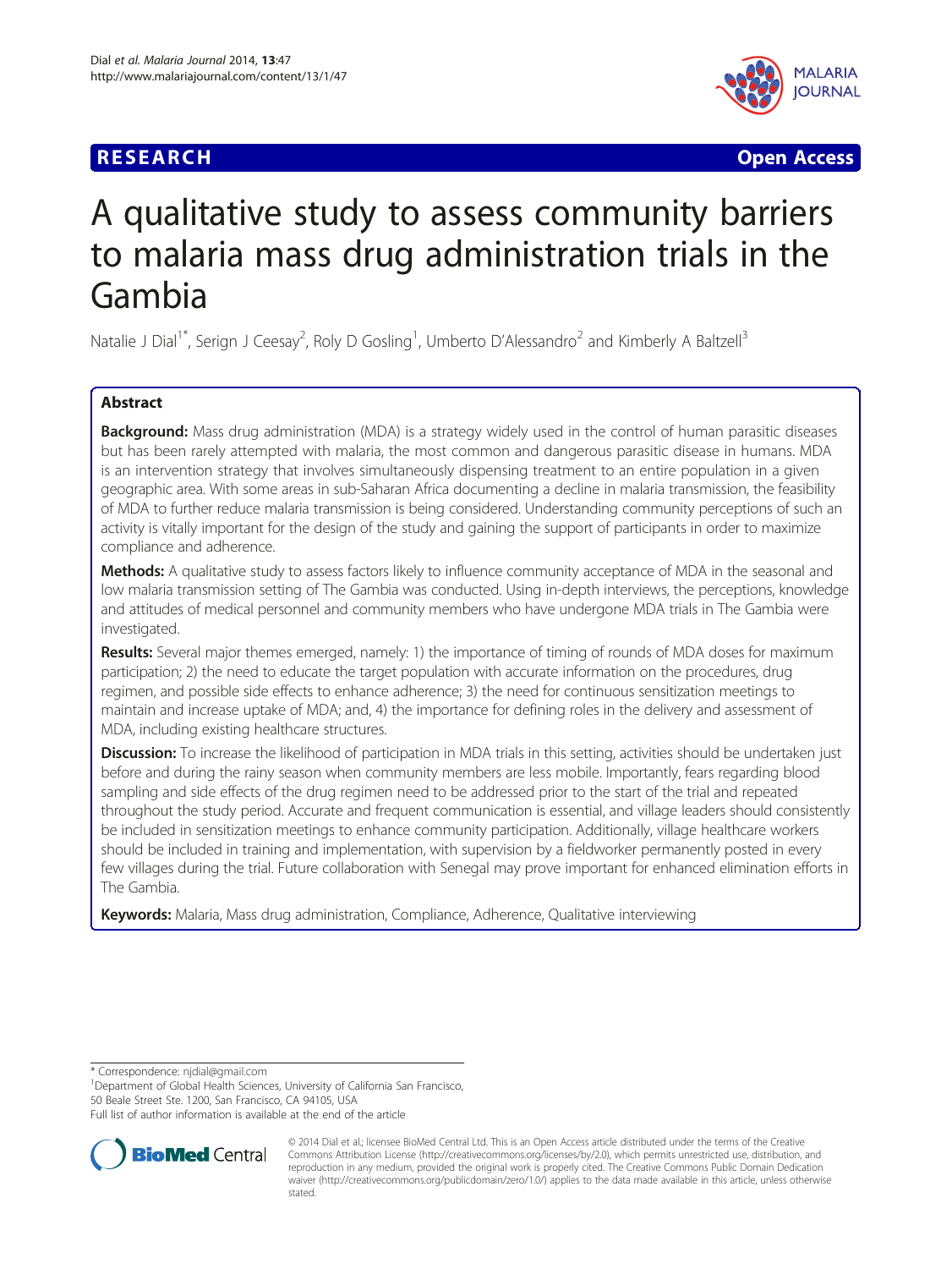RESEARCH Open Access

# A qualitative study to assess community barriers to malaria mass drug administration trials in the Gambia

Natalie J Dial[1*], Serign J Ceesay[2], Roly D Gosling[1], Umberto D'Alessandro[2] and Kimberly A Baltzell[3]

## Abstract

**Background:** Mass drug administration (MDA) is a strategy widely used in the control of human parasitic diseases but has been rarely attempted with malaria, the most common and dangerous parasitic disease in humans. MDA is an intervention strategy that involves simultaneously dispensing treatment to an entire population in a given geographic area. With some areas in sub-Saharan Africa documenting a decline in malaria transmission, the feasibility of MDA to further reduce malaria transmission is being considered. Understanding community perceptions of such an activity is vitally important for the design of the study and gaining the support of participants in order to maximize compliance and adherence.

**Methods:** A qualitative study to assess factors likely to influence community acceptance of MDA in the seasonal and low malaria transmission setting of The Gambia was conducted. Using in-depth interviews, the perceptions, knowledge and attitudes of medical personnel and community members who have undergone MDA trials in The Gambia were investigated.

**Results:** Several major themes emerged, namely: 1) the importance of timing of rounds of MDA doses for maximum participation; 2) the need to educate the target population with accurate information on the procedures, drug regimen, and possible side effects to enhance adherence; 3) the need for continuous sensitization meetings to maintain and increase uptake of MDA; and, 4) the importance for defining roles in the delivery and assessment of MDA, including existing healthcare structures.

**Discussion:** To increase the likelihood of participation in MDA trials in this setting, activities should be undertaken just before and during the rainy season when community members are less mobile. Importantly, fears regarding blood sampling and side effects of the drug regimen need to be addressed prior to the start of the trial and repeated throughout the study period. Accurate and frequent communication is essential, and village leaders should consistently be included in sensitization meetings to enhance community participation. Additionally, village healthcare workers should be included in training and implementation, with supervision by a fieldworker permanently posted in every few villages during the trial. Future collaboration with Senegal may prove important for enhanced elimination efforts in The Gambia.

**Keywords:** Malaria, Mass drug administration, Compliance, Adherence, Qualitative interviewing

---

\* Correspondence: njdial@gmail.com
[1]Department of Global Health Sciences, University of California San Francisco, 50 Beale Street Ste. 1200, San Francisco, CA 94105, USA
Full list of author information is available at the end of the article

© 2014 Dial et al.; licensee BioMed Central Ltd. This is an Open Access article distributed under the terms of the Creative Commons Attribution License (http://creativecommons.org/licenses/by/2.0), which permits unrestricted use, distribution, and reproduction in any medium, provided the original work is properly cited. The Creative Commons Public Domain Dedication waiver (http://creativecommons.org/publicdomain/zero/1.0/) applies to the data made available in this article, unless otherwise stated.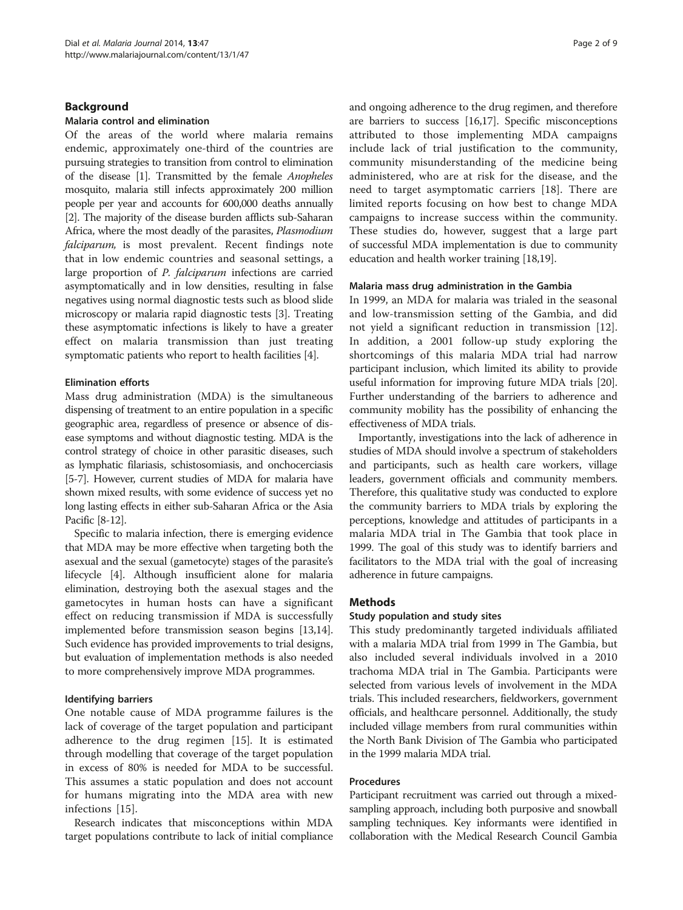## Background

### Malaria control and elimination

Of the areas of the world where malaria remains endemic, approximately one-third of the countries are pursuing strategies to transition from control to elimination of the disease [1]. Transmitted by the female *Anopheles* mosquito, malaria still infects approximately 200 million people per year and accounts for 600,000 deaths annually [2]. The majority of the disease burden afflicts sub-Saharan Africa, where the most deadly of the parasites, *Plasmodium falciparum,* is most prevalent. Recent findings note that in low endemic countries and seasonal settings, a large proportion of *P. falciparum* infections are carried asymptomatically and in low densities, resulting in false negatives using normal diagnostic tests such as blood slide microscopy or malaria rapid diagnostic tests [3]. Treating these asymptomatic infections is likely to have a greater effect on malaria transmission than just treating symptomatic patients who report to health facilities [4].

### Elimination efforts

Mass drug administration (MDA) is the simultaneous dispensing of treatment to an entire population in a specific geographic area, regardless of presence or absence of disease symptoms and without diagnostic testing. MDA is the control strategy of choice in other parasitic diseases, such as lymphatic filariasis, schistosomiasis, and onchocerciasis [5-7]. However, current studies of MDA for malaria have shown mixed results, with some evidence of success yet no long lasting effects in either sub-Saharan Africa or the Asia Pacific [8-12].

Specific to malaria infection, there is emerging evidence that MDA may be more effective when targeting both the asexual and the sexual (gametocyte) stages of the parasite's lifecycle [4]. Although insufficient alone for malaria elimination, destroying both the asexual stages and the gametocytes in human hosts can have a significant effect on reducing transmission if MDA is successfully implemented before transmission season begins [13,14]. Such evidence has provided improvements to trial designs, but evaluation of implementation methods is also needed to more comprehensively improve MDA programmes.

### Identifying barriers

One notable cause of MDA programme failures is the lack of coverage of the target population and participant adherence to the drug regimen [15]. It is estimated through modelling that coverage of the target population in excess of 80% is needed for MDA to be successful. This assumes a static population and does not account for humans migrating into the MDA area with new infections [15].

Research indicates that misconceptions within MDA target populations contribute to lack of initial compliance and ongoing adherence to the drug regimen, and therefore are barriers to success [16,17]. Specific misconceptions attributed to those implementing MDA campaigns include lack of trial justification to the community, community misunderstanding of the medicine being administered, who are at risk for the disease, and the need to target asymptomatic carriers [18]. There are limited reports focusing on how best to change MDA campaigns to increase success within the community. These studies do, however, suggest that a large part of successful MDA implementation is due to community education and health worker training [18,19].

### Malaria mass drug administration in the Gambia

In 1999, an MDA for malaria was trialed in the seasonal and low-transmission setting of the Gambia, and did not yield a significant reduction in transmission [12]. In addition, a 2001 follow-up study exploring the shortcomings of this malaria MDA trial had narrow participant inclusion, which limited its ability to provide useful information for improving future MDA trials [20]. Further understanding of the barriers to adherence and community mobility has the possibility of enhancing the effectiveness of MDA trials.

Importantly, investigations into the lack of adherence in studies of MDA should involve a spectrum of stakeholders and participants, such as health care workers, village leaders, government officials and community members. Therefore, this qualitative study was conducted to explore the community barriers to MDA trials by exploring the perceptions, knowledge and attitudes of participants in a malaria MDA trial in The Gambia that took place in 1999. The goal of this study was to identify barriers and facilitators to the MDA trial with the goal of increasing adherence in future campaigns.

## Methods

### Study population and study sites

This study predominantly targeted individuals affiliated with a malaria MDA trial from 1999 in The Gambia, but also included several individuals involved in a 2010 trachoma MDA trial in The Gambia. Participants were selected from various levels of involvement in the MDA trials. This included researchers, fieldworkers, government officials, and healthcare personnel. Additionally, the study included village members from rural communities within the North Bank Division of The Gambia who participated in the 1999 malaria MDA trial.

### Procedures

Participant recruitment was carried out through a mixed-sampling approach, including both purposive and snowball sampling techniques. Key informants were identified in collaboration with the Medical Research Council Gambia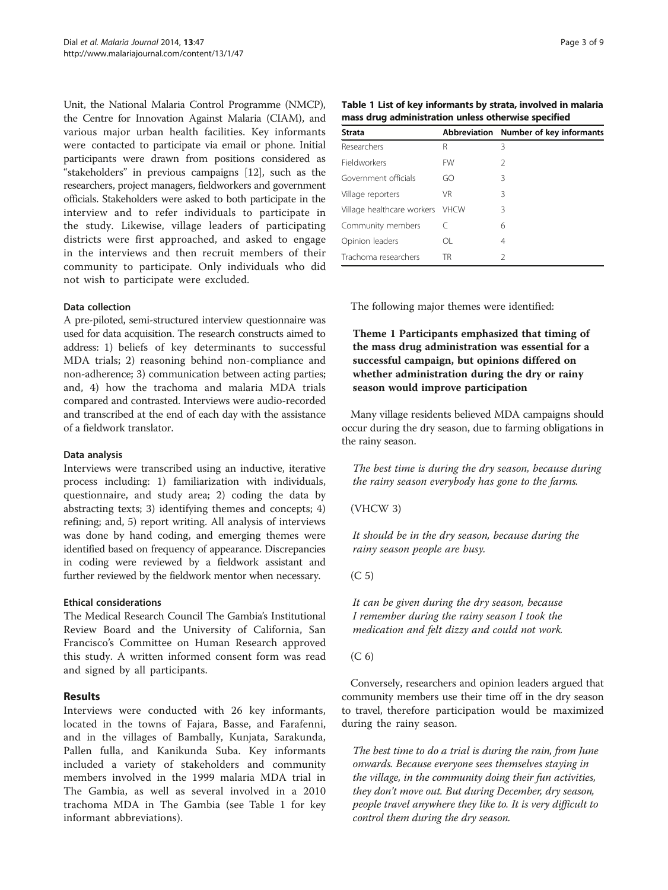Unit, the National Malaria Control Programme (NMCP), the Centre for Innovation Against Malaria (CIAM), and various major urban health facilities. Key informants were contacted to participate via email or phone. Initial participants were drawn from positions considered as "stakeholders" in previous campaigns [12], such as the researchers, project managers, fieldworkers and government officials. Stakeholders were asked to both participate in the interview and to refer individuals to participate in the study. Likewise, village leaders of participating districts were first approached, and asked to engage in the interviews and then recruit members of their community to participate. Only individuals who did not wish to participate were excluded.

#### Data collection

A pre-piloted, semi-structured interview questionnaire was used for data acquisition. The research constructs aimed to address: 1) beliefs of key determinants to successful MDA trials; 2) reasoning behind non-compliance and non-adherence; 3) communication between acting parties; and, 4) how the trachoma and malaria MDA trials compared and contrasted. Interviews were audio-recorded and transcribed at the end of each day with the assistance of a fieldwork translator.

#### Data analysis

Interviews were transcribed using an inductive, iterative process including: 1) familiarization with individuals, questionnaire, and study area; 2) coding the data by abstracting texts; 3) identifying themes and concepts; 4) refining; and, 5) report writing. All analysis of interviews was done by hand coding, and emerging themes were identified based on frequency of appearance. Discrepancies in coding were reviewed by a fieldwork assistant and further reviewed by the fieldwork mentor when necessary.

#### Ethical considerations

The Medical Research Council The Gambia's Institutional Review Board and the University of California, San Francisco's Committee on Human Research approved this study. A written informed consent form was read and signed by all participants.

## Results

Interviews were conducted with 26 key informants, located in the towns of Fajara, Basse, and Farafenni, and in the villages of Bambally, Kunjata, Sarakunda, Pallen fulla, and Kanikunda Suba. Key informants included a variety of stakeholders and community members involved in the 1999 malaria MDA trial in The Gambia, as well as several involved in a 2010 trachoma MDA in The Gambia (see Table 1 for key informant abbreviations).

**Table 1 List of key informants by strata, involved in malaria mass drug administration unless otherwise specified**

| Strata | Abbreviation | Number of key informants |
|---|---|---|
| Researchers | R | 3 |
| Fieldworkers | FW | 2 |
| Government officials | GO | 3 |
| Village reporters | VR | 3 |
| Village healthcare workers | VHCW | 3 |
| Community members | C | 6 |
| Opinion leaders | OL | 4 |
| Trachoma researchers | TR | 2 |

The following major themes were identified:

**Theme 1 Participants emphasized that timing of the mass drug administration was essential for a successful campaign, but opinions differed on whether administration during the dry or rainy season would improve participation**

Many village residents believed MDA campaigns should occur during the dry season, due to farming obligations in the rainy season.

*The best time is during the dry season, because during the rainy season everybody has gone to the farms.*

(VHCW 3)

*It should be in the dry season, because during the rainy season people are busy.*

(C 5)

*It can be given during the dry season, because I remember during the rainy season I took the medication and felt dizzy and could not work.*

(C 6)

Conversely, researchers and opinion leaders argued that community members use their time off in the dry season to travel, therefore participation would be maximized during the rainy season.

*The best time to do a trial is during the rain, from June onwards. Because everyone sees themselves staying in the village, in the community doing their fun activities, they don't move out. But during December, dry season, people travel anywhere they like to. It is very difficult to control them during the dry season.*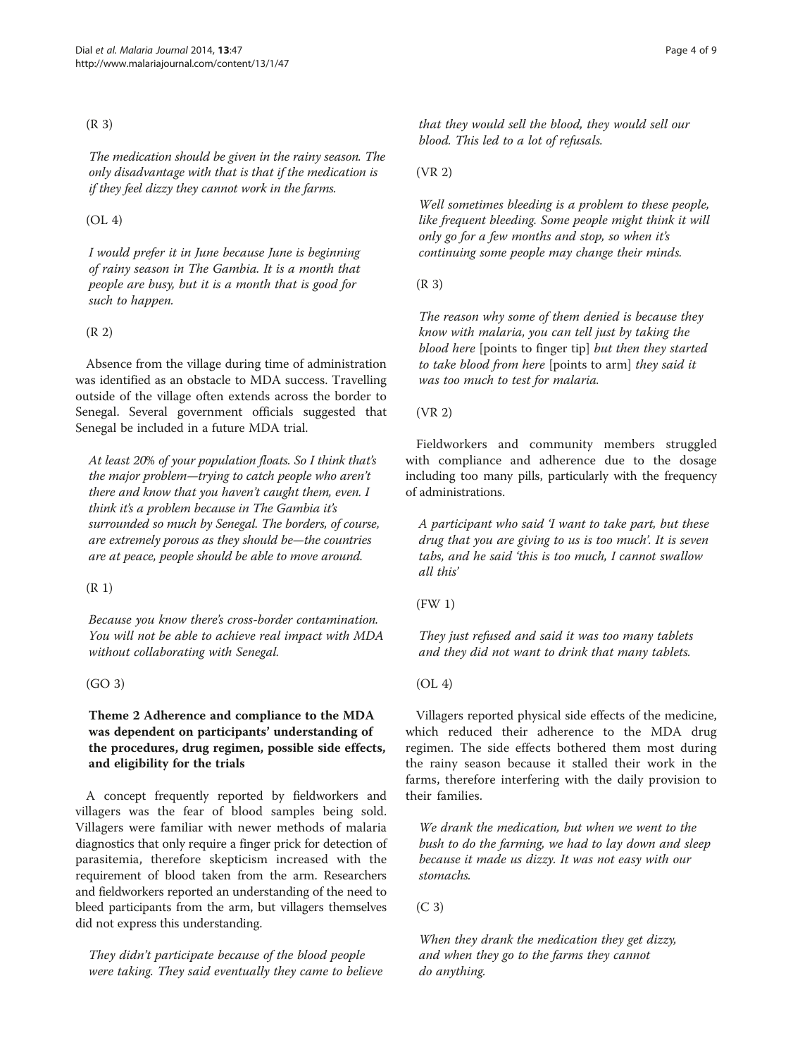(R 3)

> *The medication should be given in the rainy season. The only disadvantage with that is that if the medication is if they feel dizzy they cannot work in the farms.*

(OL 4)

> *I would prefer it in June because June is beginning of rainy season in The Gambia. It is a month that people are busy, but it is a month that is good for such to happen.*

(R 2)

Absence from the village during time of administration was identified as an obstacle to MDA success. Travelling outside of the village often extends across the border to Senegal. Several government officials suggested that Senegal be included in a future MDA trial.

> *At least 20% of your population floats. So I think that's the major problem—trying to catch people who aren't there and know that you haven't caught them, even. I think it's a problem because in The Gambia it's surrounded so much by Senegal. The borders, of course, are extremely porous as they should be—the countries are at peace, people should be able to move around.*

(R 1)

> *Because you know there's cross-border contamination. You will not be able to achieve real impact with MDA without collaborating with Senegal.*

(GO 3)

### Theme 2 Adherence and compliance to the MDA was dependent on participants' understanding of the procedures, drug regimen, possible side effects, and eligibility for the trials

A concept frequently reported by fieldworkers and villagers was the fear of blood samples being sold. Villagers were familiar with newer methods of malaria diagnostics that only require a finger prick for detection of parasitemia, therefore skepticism increased with the requirement of blood taken from the arm. Researchers and fieldworkers reported an understanding of the need to bleed participants from the arm, but villagers themselves did not express this understanding.

> *They didn't participate because of the blood people were taking. They said eventually they came to believe that they would sell the blood, they would sell our blood. This led to a lot of refusals.*

(VR 2)

> *Well sometimes bleeding is a problem to these people, like frequent bleeding. Some people might think it will only go for a few months and stop, so when it's continuing some people may change their minds.*

(R 3)

> *The reason why some of them denied is because they know with malaria, you can tell just by taking the blood here* [points to finger tip] *but then they started to take blood from here* [points to arm] *they said it was too much to test for malaria.*

(VR 2)

Fieldworkers and community members struggled with compliance and adherence due to the dosage including too many pills, particularly with the frequency of administrations.

> *A participant who said 'I want to take part, but these drug that you are giving to us is too much'. It is seven tabs, and he said 'this is too much, I cannot swallow all this'*

(FW 1)

> *They just refused and said it was too many tablets and they did not want to drink that many tablets.*

(OL 4)

Villagers reported physical side effects of the medicine, which reduced their adherence to the MDA drug regimen. The side effects bothered them most during the rainy season because it stalled their work in the farms, therefore interfering with the daily provision to their families.

> *We drank the medication, but when we went to the bush to do the farming, we had to lay down and sleep because it made us dizzy. It was not easy with our stomachs.*

(C 3)

> *When they drank the medication they get dizzy, and when they go to the farms they cannot do anything.*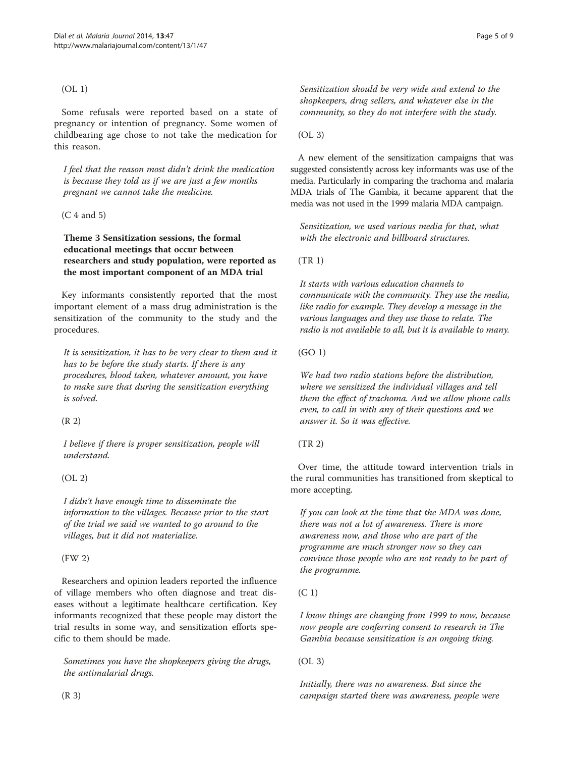(OL 1)

Some refusals were reported based on a state of pregnancy or intention of pregnancy. Some women of childbearing age chose to not take the medication for this reason.

> *I feel that the reason most didn't drink the medication is because they told us if we are just a few months pregnant we cannot take the medicine.*

(C 4 and 5)

**Theme 3 Sensitization sessions, the formal educational meetings that occur between researchers and study population, were reported as the most important component of an MDA trial**

Key informants consistently reported that the most important element of a mass drug administration is the sensitization of the community to the study and the procedures.

> *It is sensitization, it has to be very clear to them and it has to be before the study starts. If there is any procedures, blood taken, whatever amount, you have to make sure that during the sensitization everything is solved.*

(R 2)

> *I believe if there is proper sensitization, people will understand.*

(OL 2)

> *I didn't have enough time to disseminate the information to the villages. Because prior to the start of the trial we said we wanted to go around to the villages, but it did not materialize.*

(FW 2)

Researchers and opinion leaders reported the influence of village members who often diagnose and treat diseases without a legitimate healthcare certification. Key informants recognized that these people may distort the trial results in some way, and sensitization efforts specific to them should be made.

> *Sometimes you have the shopkeepers giving the drugs, the antimalarial drugs.*

(R 3)

> *Sensitization should be very wide and extend to the shopkeepers, drug sellers, and whatever else in the community, so they do not interfere with the study.*

(OL 3)

A new element of the sensitization campaigns that was suggested consistently across key informants was use of the media. Particularly in comparing the trachoma and malaria MDA trials of The Gambia, it became apparent that the media was not used in the 1999 malaria MDA campaign.

> *Sensitization, we used various media for that, what with the electronic and billboard structures.*

(TR 1)

> *It starts with various education channels to communicate with the community. They use the media, like radio for example. They develop a message in the various languages and they use those to relate. The radio is not available to all, but it is available to many.*

(GO 1)

> *We had two radio stations before the distribution, where we sensitized the individual villages and tell them the effect of trachoma. And we allow phone calls even, to call in with any of their questions and we answer it. So it was effective.*

(TR 2)

Over time, the attitude toward intervention trials in the rural communities has transitioned from skeptical to more accepting.

> *If you can look at the time that the MDA was done, there was not a lot of awareness. There is more awareness now, and those who are part of the programme are much stronger now so they can convince those people who are not ready to be part of the programme.*

(C 1)

> *I know things are changing from 1999 to now, because now people are conferring consent to research in The Gambia because sensitization is an ongoing thing.*

(OL 3)

> *Initially, there was no awareness. But since the campaign started there was awareness, people were*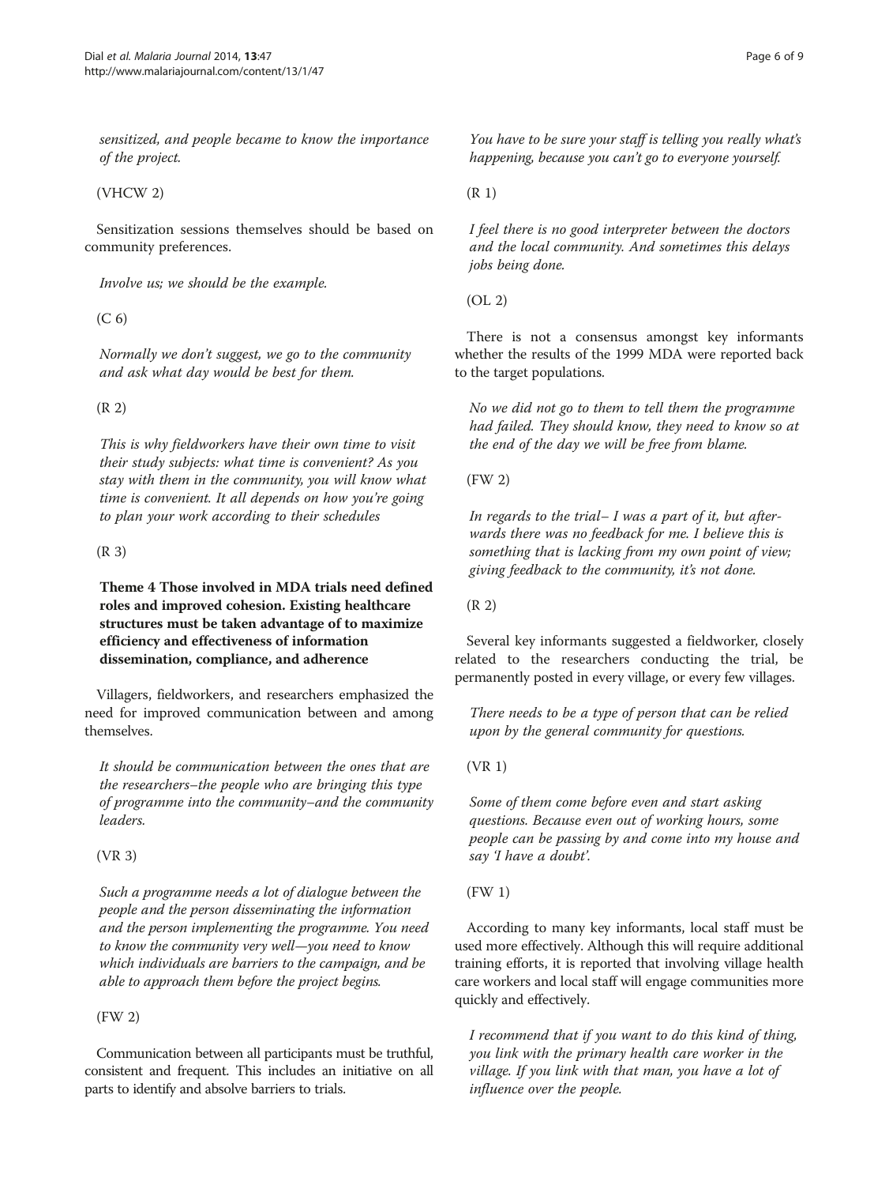*sensitized, and people became to know the importance of the project.*

(VHCW 2)

Sensitization sessions themselves should be based on community preferences.

*Involve us; we should be the example.*

(C 6)

*Normally we don't suggest, we go to the community and ask what day would be best for them.*

(R 2)

*This is why fieldworkers have their own time to visit their study subjects: what time is convenient? As you stay with them in the community, you will know what time is convenient. It all depends on how you're going to plan your work according to their schedules*

(R 3)

**Theme 4 Those involved in MDA trials need defined roles and improved cohesion. Existing healthcare structures must be taken advantage of to maximize efficiency and effectiveness of information dissemination, compliance, and adherence**

Villagers, fieldworkers, and researchers emphasized the need for improved communication between and among themselves.

*It should be communication between the ones that are the researchers–the people who are bringing this type of programme into the community–and the community leaders.*

(VR 3)

*Such a programme needs a lot of dialogue between the people and the person disseminating the information and the person implementing the programme. You need to know the community very well—you need to know which individuals are barriers to the campaign, and be able to approach them before the project begins.*

(FW 2)

Communication between all participants must be truthful, consistent and frequent. This includes an initiative on all parts to identify and absolve barriers to trials.

*You have to be sure your staff is telling you really what's happening, because you can't go to everyone yourself.*

(R 1)

*I feel there is no good interpreter between the doctors and the local community. And sometimes this delays jobs being done.*

(OL 2)

There is not a consensus amongst key informants whether the results of the 1999 MDA were reported back to the target populations.

*No we did not go to them to tell them the programme had failed. They should know, they need to know so at the end of the day we will be free from blame.*

(FW 2)

*In regards to the trial– I was a part of it, but afterwards there was no feedback for me. I believe this is something that is lacking from my own point of view; giving feedback to the community, it's not done.*

(R 2)

Several key informants suggested a fieldworker, closely related to the researchers conducting the trial, be permanently posted in every village, or every few villages.

*There needs to be a type of person that can be relied upon by the general community for questions.*

(VR 1)

*Some of them come before even and start asking questions. Because even out of working hours, some people can be passing by and come into my house and say 'I have a doubt'.*

(FW 1)

According to many key informants, local staff must be used more effectively. Although this will require additional training efforts, it is reported that involving village health care workers and local staff will engage communities more quickly and effectively.

*I recommend that if you want to do this kind of thing, you link with the primary health care worker in the village. If you link with that man, you have a lot of influence over the people.*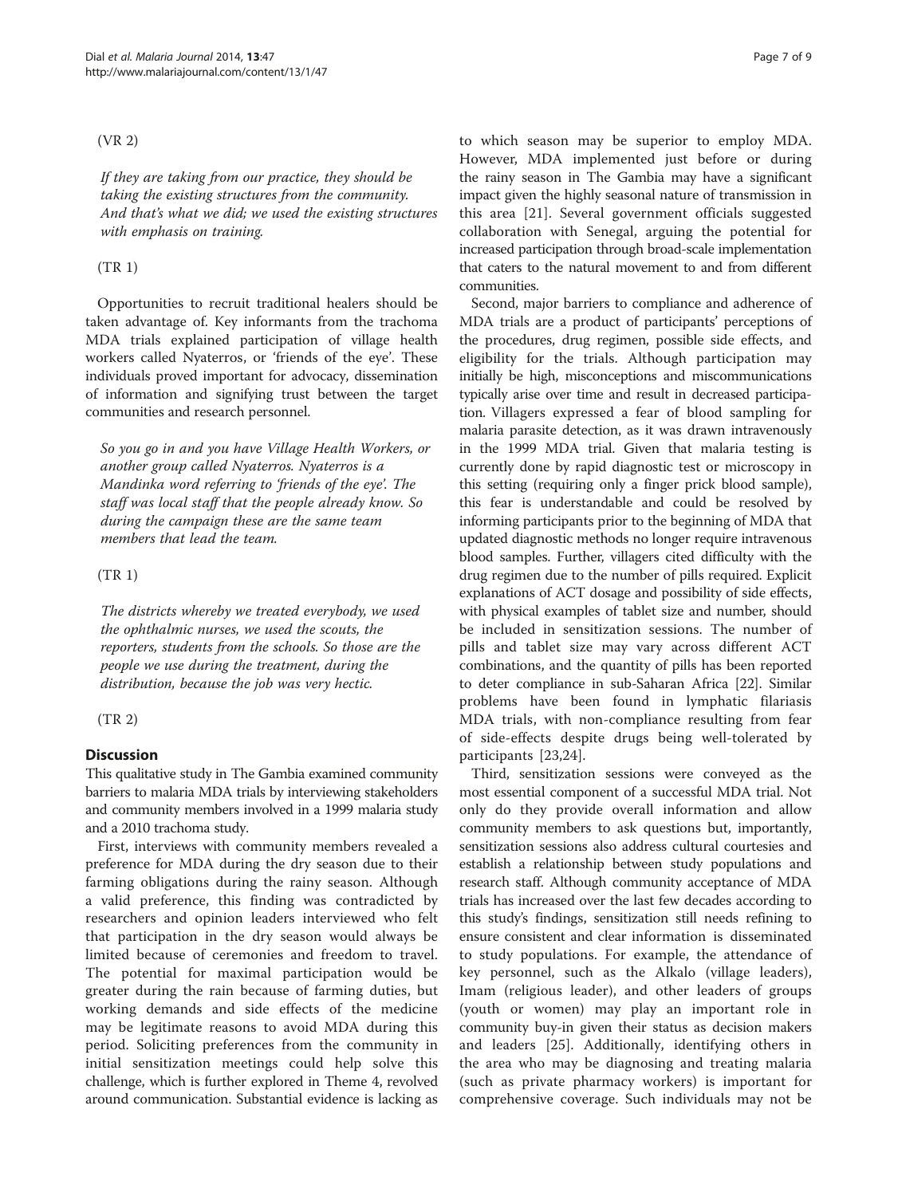(VR 2)

*If they are taking from our practice, they should be taking the existing structures from the community. And that's what we did; we used the existing structures with emphasis on training.*

(TR 1)

Opportunities to recruit traditional healers should be taken advantage of. Key informants from the trachoma MDA trials explained participation of village health workers called Nyaterros, or 'friends of the eye'. These individuals proved important for advocacy, dissemination of information and signifying trust between the target communities and research personnel.

*So you go in and you have Village Health Workers, or another group called Nyaterros. Nyaterros is a Mandinka word referring to 'friends of the eye'. The staff was local staff that the people already know. So during the campaign these are the same team members that lead the team.*

(TR 1)

*The districts whereby we treated everybody, we used the ophthalmic nurses, we used the scouts, the reporters, students from the schools. So those are the people we use during the treatment, during the distribution, because the job was very hectic.*

(TR 2)

## Discussion

This qualitative study in The Gambia examined community barriers to malaria MDA trials by interviewing stakeholders and community members involved in a 1999 malaria study and a 2010 trachoma study.

First, interviews with community members revealed a preference for MDA during the dry season due to their farming obligations during the rainy season. Although a valid preference, this finding was contradicted by researchers and opinion leaders interviewed who felt that participation in the dry season would always be limited because of ceremonies and freedom to travel. The potential for maximal participation would be greater during the rain because of farming duties, but working demands and side effects of the medicine may be legitimate reasons to avoid MDA during this period. Soliciting preferences from the community in initial sensitization meetings could help solve this challenge, which is further explored in Theme 4, revolved around communication. Substantial evidence is lacking as to which season may be superior to employ MDA. However, MDA implemented just before or during the rainy season in The Gambia may have a significant impact given the highly seasonal nature of transmission in this area [21]. Several government officials suggested collaboration with Senegal, arguing the potential for increased participation through broad-scale implementation that caters to the natural movement to and from different communities.

Second, major barriers to compliance and adherence of MDA trials are a product of participants' perceptions of the procedures, drug regimen, possible side effects, and eligibility for the trials. Although participation may initially be high, misconceptions and miscommunications typically arise over time and result in decreased participation. Villagers expressed a fear of blood sampling for malaria parasite detection, as it was drawn intravenously in the 1999 MDA trial. Given that malaria testing is currently done by rapid diagnostic test or microscopy in this setting (requiring only a finger prick blood sample), this fear is understandable and could be resolved by informing participants prior to the beginning of MDA that updated diagnostic methods no longer require intravenous blood samples. Further, villagers cited difficulty with the drug regimen due to the number of pills required. Explicit explanations of ACT dosage and possibility of side effects, with physical examples of tablet size and number, should be included in sensitization sessions. The number of pills and tablet size may vary across different ACT combinations, and the quantity of pills has been reported to deter compliance in sub-Saharan Africa [22]. Similar problems have been found in lymphatic filariasis MDA trials, with non-compliance resulting from fear of side-effects despite drugs being well-tolerated by participants [23,24].

Third, sensitization sessions were conveyed as the most essential component of a successful MDA trial. Not only do they provide overall information and allow community members to ask questions but, importantly, sensitization sessions also address cultural courtesies and establish a relationship between study populations and research staff. Although community acceptance of MDA trials has increased over the last few decades according to this study's findings, sensitization still needs refining to ensure consistent and clear information is disseminated to study populations. For example, the attendance of key personnel, such as the Alkalo (village leaders), Imam (religious leader), and other leaders of groups (youth or women) may play an important role in community buy-in given their status as decision makers and leaders [25]. Additionally, identifying others in the area who may be diagnosing and treating malaria (such as private pharmacy workers) is important for comprehensive coverage. Such individuals may not be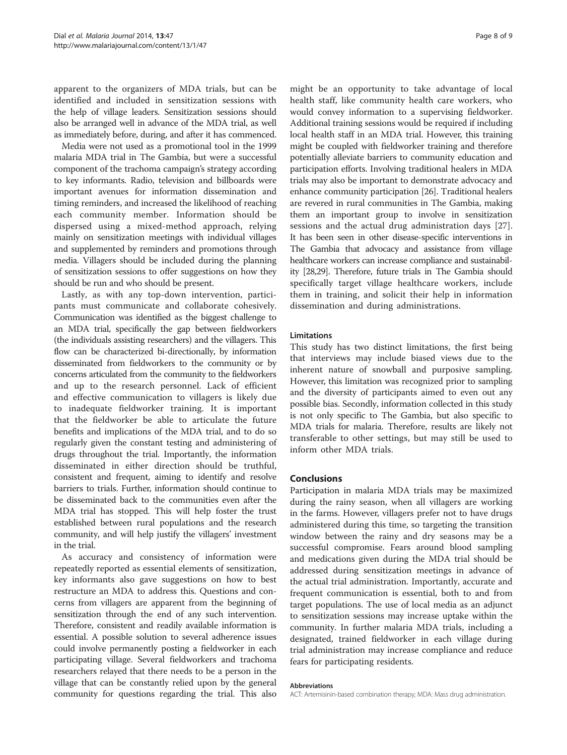apparent to the organizers of MDA trials, but can be identified and included in sensitization sessions with the help of village leaders. Sensitization sessions should also be arranged well in advance of the MDA trial, as well as immediately before, during, and after it has commenced.

Media were not used as a promotional tool in the 1999 malaria MDA trial in The Gambia, but were a successful component of the trachoma campaign's strategy according to key informants. Radio, television and billboards were important avenues for information dissemination and timing reminders, and increased the likelihood of reaching each community member. Information should be dispersed using a mixed-method approach, relying mainly on sensitization meetings with individual villages and supplemented by reminders and promotions through media. Villagers should be included during the planning of sensitization sessions to offer suggestions on how they should be run and who should be present.

Lastly, as with any top-down intervention, participants must communicate and collaborate cohesively. Communication was identified as the biggest challenge to an MDA trial, specifically the gap between fieldworkers (the individuals assisting researchers) and the villagers. This flow can be characterized bi-directionally, by information disseminated from fieldworkers to the community or by concerns articulated from the community to the fieldworkers and up to the research personnel. Lack of efficient and effective communication to villagers is likely due to inadequate fieldworker training. It is important that the fieldworker be able to articulate the future benefits and implications of the MDA trial, and to do so regularly given the constant testing and administering of drugs throughout the trial. Importantly, the information disseminated in either direction should be truthful, consistent and frequent, aiming to identify and resolve barriers to trials. Further, information should continue to be disseminated back to the communities even after the MDA trial has stopped. This will help foster the trust established between rural populations and the research community, and will help justify the villagers' investment in the trial.

As accuracy and consistency of information were repeatedly reported as essential elements of sensitization, key informants also gave suggestions on how to best restructure an MDA to address this. Questions and concerns from villagers are apparent from the beginning of sensitization through the end of any such intervention. Therefore, consistent and readily available information is essential. A possible solution to several adherence issues could involve permanently posting a fieldworker in each participating village. Several fieldworkers and trachoma researchers relayed that there needs to be a person in the village that can be constantly relied upon by the general community for questions regarding the trial. This also might be an opportunity to take advantage of local health staff, like community health care workers, who would convey information to a supervising fieldworker. Additional training sessions would be required if including local health staff in an MDA trial. However, this training might be coupled with fieldworker training and therefore potentially alleviate barriers to community education and participation efforts. Involving traditional healers in MDA trials may also be important to demonstrate advocacy and enhance community participation [26]. Traditional healers are revered in rural communities in The Gambia, making them an important group to involve in sensitization sessions and the actual drug administration days [27]. It has been seen in other disease-specific interventions in The Gambia that advocacy and assistance from village healthcare workers can increase compliance and sustainability [28,29]. Therefore, future trials in The Gambia should specifically target village healthcare workers, include them in training, and solicit their help in information dissemination and during administrations.

### Limitations

This study has two distinct limitations, the first being that interviews may include biased views due to the inherent nature of snowball and purposive sampling. However, this limitation was recognized prior to sampling and the diversity of participants aimed to even out any possible bias. Secondly, information collected in this study is not only specific to The Gambia, but also specific to MDA trials for malaria. Therefore, results are likely not transferable to other settings, but may still be used to inform other MDA trials.

## Conclusions

Participation in malaria MDA trials may be maximized during the rainy season, when all villagers are working in the farms. However, villagers prefer not to have drugs administered during this time, so targeting the transition window between the rainy and dry seasons may be a successful compromise. Fears around blood sampling and medications given during the MDA trial should be addressed during sensitization meetings in advance of the actual trial administration. Importantly, accurate and frequent communication is essential, both to and from target populations. The use of local media as an adjunct to sensitization sessions may increase uptake within the community. In further malaria MDA trials, including a designated, trained fieldworker in each village during trial administration may increase compliance and reduce fears for participating residents.

#### Abbreviations

ACT: Artemisinin-based combination therapy; MDA: Mass drug administration.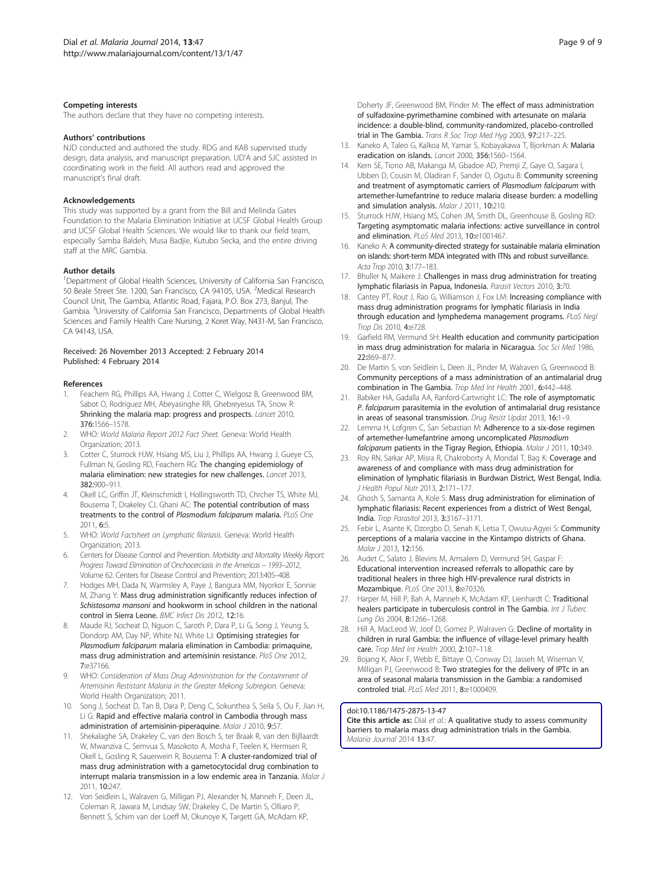### Competing interests

The authors declare that they have no competing interests.

### Authors' contributions

NJD conducted and authored the study. RDG and KAB supervised study design, data analysis, and manuscript preparation. UD'A and SJC assisted in coordinating work in the field. All authors read and approved the manuscript's final draft.

### Acknowledgements

This study was supported by a grant from the Bill and Melinda Gates Foundation to the Malaria Elimination Initiative at UCSF Global Health Group and UCSF Global Health Sciences. We would like to thank our field team, especially Samba Baldeh, Musa Badjie, Kutubo Secka, and the entire driving staff at the MRC Gambia.

### Author details

[1]Department of Global Health Sciences, University of California San Francisco, 50 Beale Street Ste. 1200, San Francisco, CA 94105, USA. [2]Medical Research Council Unit, The Gambia, Atlantic Road, Fajara, P.O. Box 273, Banjul, The Gambia. [3]University of California San Francisco, Departments of Global Health Sciences and Family Health Care Nursing, 2 Koret Way, N431-M, San Francisco, CA 94143, USA.

Received: 26 November 2013 Accepted: 2 February 2014
Published: 4 February 2014

### References

1. Feachem RG, Phillips AA, Hwang J, Cotter C, Wielgosz B, Greenwood BM, Sabot O, Rodriguez MH, Abeyasinghe RR, Ghebreyesus TA, Snow R: **Shrinking the malaria map: progress and prospects.** *Lancet* 2010, **376:**1566–1578.
2. WHO: *World Malaria Report 2012 Fact Sheet.* Geneva: World Health Organization; 2013.
3. Cotter C, Sturrock HJW, Hsiang MS, Liu J, Phillips AA, Hwang J, Gueye CS, Fullman N, Gosling RD, Feachem RG: **The changing epidemiology of malaria elimination: new strategies for new challenges.** *Lancet* 2013, **382:**900–911.
4. Okell LC, Griffin JT, Kleinschmidt I, Hollingsworth TD, Chrcher TS, White MJ, Bousema T, Drakeley CJ, Ghani AC: **The potential contribution of mass treatments to the control of *Plasmodium falciparum* malaria.** *PLoS One* 2011, **6:**5.
5. WHO: *World Factsheet on Lymphatic filariasis.* Geneva: World Health Organization; 2013.
6. Centers for Disease Control and Prevention: *Morbidity and Mortality Weekly Report: Progress Toward Elimination of Onchocerciasis in the Americas – 1993–2012,* Volume 62. Centers for Disease Control and Prevention; 2013:405–408.
7. Hodges MH, Dada N, Warmsley A, Paye J, Bangura MM, Nyorkor E, Sonnie M, Zhang Y: **Mass drug administration significantly reduces infection of *Schistosoma mansoni* and hookworm in school children in the national control in Sierra Leone.** *BMC Infect Dis* 2012, **12:**16.
8. Maude RJ, Socheat D, Nguon C, Saroth P, Dara P, Li G, Song J, Yeung S, Dondorp AM, Day NP, White NJ, White LJ: **Optimising strategies for *Plasmodium falciparum* malaria elimination in Cambodia: primaquine, mass drug administration and artemisinin resistance.** *PloS One* 2012, **7:**e37166.
9. WHO: *Consideration of Mass Drug Administration for the Containment of Artemisinin Restistant Malaria in the Greater Mekong Subregion.* Geneva: World Health Organization; 2011.
10. Song J, Socheat D, Tan B, Dara P, Deng C, Sokunthea S, Seila S, Ou F, Jian H, Li G: **Rapid and effective malaria control in Cambodia through mass administration of artemisinin-piperaquine.** *Malar J* 2010, **9:**57.
11. Shekalaghe SA, Drakeley C, van den Bosch S, ter Braak R, van den Bijllaardt W, Mwanziva C, Semvua S, Masokoto A, Mosha F, Teelen K, Hermsen R, Okell L, Gosling R, Sauerwein R, Bousema T: **A cluster-randomized trial of mass drug administration with a gametocytocidal drug combination to interrupt malaria transmission in a low endemic area in Tanzania.** *Malar J* 2011, **10:**247.
12. Von Seidlein L, Walraven G, Milligan PJ, Alexander N, Manneh F, Deen JL, Coleman R, Jawara M, Lindsay SW, Drakeley C, De Martin S, Olliaro P, Bennett S, Schim van der Loeff M, Okunoye K, Targett GA, McAdam KP, Doherty JF, Greenwood BM, Pinder M: **The effect of mass administration of sulfadoxine-pyrimethamine combined with artesunate on malaria incidence: a double-blind, community-randomized, placebo-controlled trial in The Gambia.** *Trans R Soc Trop Med Hyg* 2003, **97:**217–225.
13. Kaneko A, Taleo G, Kalkoa M, Yamar S, Kobayakawa T, Bjorkman A: **Malaria eradication on islands.** *Lancet* 2000, **356:**1560–1564.
14. Kern SE, Tiono AB, Makanga M, Gbadoe AD, Premji Z, Gaye O, Sagara I, Ubben D, Cousin M, Oladiran F, Sander O, Ogutu B: **Community screening and treatment of asymptomatic carriers of *Plasmodium falciparum* with artemether-lumefantrine to reduce malaria disease burden: a modelling and simulation analysis.** *Malar J* 2011, **10:**210.
15. Sturrock HJW, Hsiang MS, Cohen JM, Smith DL, Greenhouse B, Gosling RD: **Targeting asymptomatic malaria infections: active surveillance in control and elimination.** *PLoS Med* 2013, **10:**e1001467.
16. Kaneko A: **A community-directed strategy for sustainable malaria elimination on islands: short-term MDA integrated with ITNs and robust surveillance.** *Acta Trop* 2010, **3:**177–183.
17. Bhuller N, Maikere J: **Challenges in mass drug administration for treating lymphatic filariasis in Papua, Indonesia.** *Parasit Vectors* 2010, **3:**70.
18. Cantey PT, Rout J, Rao G, Williamson J, Fox LM: **Increasing compliance with mass drug administration programs for lymphatic filariasis in India through education and lymphedema management programs.** *PLoS Negl Trop Dis* 2010, **4:**e728.
19. Garfield RM, Vermund SH: **Health education and community participation in mass drug administration for malaria in Nicaragua.** *Soc Sci Med* 1986, **22:**869–877.
20. De Martin S, von Seidlein L, Deen JL, Pinder M, Walraven G, Greenwood B: **Community perceptions of a mass administration of an antimalarial drug combination in The Gambia.** *Trop Med Int Health* 2001, **6:**442–448.
21. Babiker HA, Gadalla AA, Ranford-Cartwright LC: **The role of asymptomatic *P. falciparum* parasitemia in the evolution of antimalarial drug resistance in areas of seasonal transmission.** *Drug Resist Updat* 2013, **16:**1–9.
22. Lemma H, Lofgren C, San Sebastian M: **Adherence to a six-dose regimen of artemether-lumefantrine among uncomplicated *Plasmodium falciparum* patients in the Tigray Region, Ethiopia.** *Malar J* 2011, **10:**349.
23. Roy RN, Sarkar AP, Misra R, Chakroborty A, Mondal T, Bag K: **Coverage and awareness of and compliance with mass drug administration for elimination of lymphatic filariasis in Burdwan District, West Bengal, India.** *J Health Popul Nutr* 2013, **2:**171–177.
24. Ghosh S, Samanta A, Kole S: **Mass drug administration for elimination of lymphatic filariasis: Recent experiences from a district of West Bengal, India.** *Trop Parasitol* 2013, **3:**3167–3171.
25. Febir L, Asante K, Dzorgbo D, Senah K, Letsa T, Owusu-Agyei S: **Community perceptions of a malaria vaccine in the Kintampo districts of Ghana.** *Malar J* 2013, **12:**156.
26. Audet C, Salato J, Blevins M, Amsalem D, Vermund SH, Gaspar F: **Educational intervention increased referrals to allopathic care by traditional healers in three high HIV-prevalence rural districts in Mozambique.** *PLoS One* 2013, **8:**e70326.
27. Harper M, Hill P, Bah A, Manneh K, McAdam KP, Lienhardt C: **Traditional healers participate in tuberculosis control in The Gambia.** *Int J Tuberc Lung Dis* 2004, **8:**1266–1268.
28. Hill A, MacLeod W, Joof D, Gomez P, Walraven G: **Decline of mortality in children in rural Gambia: the influence of village-level primary health care.** *Trop Med Int Health* 2000, **2:**107–118.
29. Bojang K, Akor F, Webb E, Bittaye O, Conway DJ, Jasseh M, Wiseman V, Milligan PJ, Greenwood B: **Two strategies for the delivery of IPTc in an area of seasonal malaria transmission in the Gambia: a randomised controled trial.** *PLoS Med* 2011, **8:**e1000409.

doi:10.1186/1475-2875-13-47

**Cite this article as:** Dial *et al.*: A qualitative study to assess community barriers to malaria mass drug administration trials in the Gambia. *Malaria Journal* 2014 **13**:47.